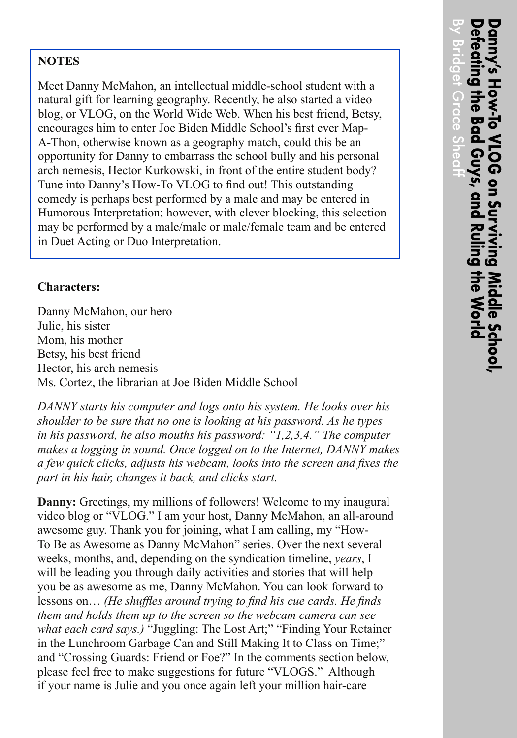# Danny's How-To VLOG on Surviving Middle School, Defeating the Bad Guys, and Ruling the World

By Bridget Grace Sheaff

**NOTES**

Meet Danny McMahon, an intellectual middle-school student with a natural gift for learning geography. Recently, he also started a video blog, or VLOG, on the World Wide Web. When his best friend, Betsy, encourages him to enter Joe Biden Middle School's first ever Map-A-Thon, otherwise known as a geography match, could this be an opportunity for Danny to embarrass the school bully and his personal arch nemesis, Hector Kurkowski, in front of the entire student body? Tune into Danny's How-To VLOG to find out! This outstanding comedy is perhaps best performed by a male and may be entered in Humorous Interpretation; however, with clever blocking, this selection may be performed by a male/male or male/female team and be entered in Duet Acting or Duo Interpretation.

**Characters:**

Danny McMahon, our hero
Julie, his sister
Mom, his mother
Betsy, his best friend
Hector, his arch nemesis
Ms. Cortez, the librarian at Joe Biden Middle School

*DANNY starts his computer and logs onto his system. He looks over his shoulder to be sure that no one is looking at his password. As he types in his password, he also mouths his password: "1,2,3,4." The computer makes a logging in sound. Once logged on to the Internet, DANNY makes a few quick clicks, adjusts his webcam, looks into the screen and fixes the part in his hair, changes it back, and clicks start.*

**Danny:** Greetings, my millions of followers! Welcome to my inaugural video blog or "VLOG." I am your host, Danny McMahon, an all-around awesome guy. Thank you for joining, what I am calling, my "How-To Be as Awesome as Danny McMahon" series. Over the next several weeks, months, and, depending on the syndication timeline, *years*, I will be leading you through daily activities and stories that will help you be as awesome as me, Danny McMahon. You can look forward to lessons on… *(He shuffles around trying to find his cue cards. He finds them and holds them up to the screen so the webcam camera can see what each card says.)* "Juggling: The Lost Art;" "Finding Your Retainer in the Lunchroom Garbage Can and Still Making It to Class on Time;" and "Crossing Guards: Friend or Foe?" In the comments section below, please feel free to make suggestions for future "VLOGS." Although if your name is Julie and you once again left your million hair-care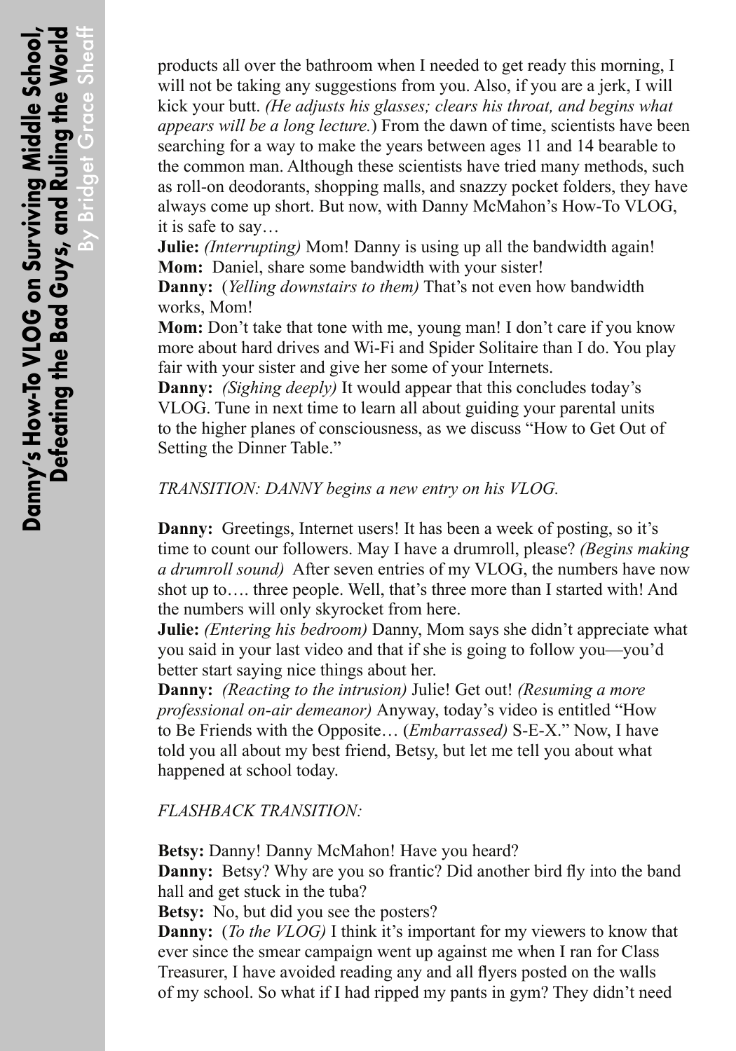products all over the bathroom when I needed to get ready this morning, I will not be taking any suggestions from you. Also, if you are a jerk, I will kick your butt. *(He adjusts his glasses; clears his throat, and begins what appears will be a long lecture.*) From the dawn of time, scientists have been searching for a way to make the years between ages 11 and 14 bearable to the common man. Although these scientists have tried many methods, such as roll-on deodorants, shopping malls, and snazzy pocket folders, they have always come up short. But now, with Danny McMahon's How-To VLOG, it is safe to say…

**Julie:** *(Interrupting)* Mom! Danny is using up all the bandwidth again!

**Mom:** Daniel, share some bandwidth with your sister!

**Danny:** (*Yelling downstairs to them)* That's not even how bandwidth works, Mom!

**Mom:** Don't take that tone with me, young man! I don't care if you know more about hard drives and Wi-Fi and Spider Solitaire than I do. You play fair with your sister and give her some of your Internets.

**Danny:** *(Sighing deeply)* It would appear that this concludes today's VLOG. Tune in next time to learn all about guiding your parental units to the higher planes of consciousness, as we discuss "How to Get Out of Setting the Dinner Table."

*TRANSITION: DANNY begins a new entry on his VLOG.*

**Danny:** Greetings, Internet users! It has been a week of posting, so it's time to count our followers. May I have a drumroll, please? *(Begins making a drumroll sound)* After seven entries of my VLOG, the numbers have now shot up to…. three people. Well, that's three more than I started with! And the numbers will only skyrocket from here.

**Julie:** *(Entering his bedroom)* Danny, Mom says she didn't appreciate what you said in your last video and that if she is going to follow you—you'd better start saying nice things about her.

**Danny:** *(Reacting to the intrusion)* Julie! Get out! *(Resuming a more professional on-air demeanor)* Anyway, today's video is entitled "How to Be Friends with the Opposite… (*Embarrassed)* S-E-X." Now, I have told you all about my best friend, Betsy, but let me tell you about what happened at school today.

*FLASHBACK TRANSITION:*

**Betsy:** Danny! Danny McMahon! Have you heard?

**Danny:** Betsy? Why are you so frantic? Did another bird fly into the band hall and get stuck in the tuba?

**Betsy:** No, but did you see the posters?

**Danny:** (*To the VLOG)* I think it's important for my viewers to know that ever since the smear campaign went up against me when I ran for Class Treasurer, I have avoided reading any and all flyers posted on the walls of my school. So what if I had ripped my pants in gym? They didn't need